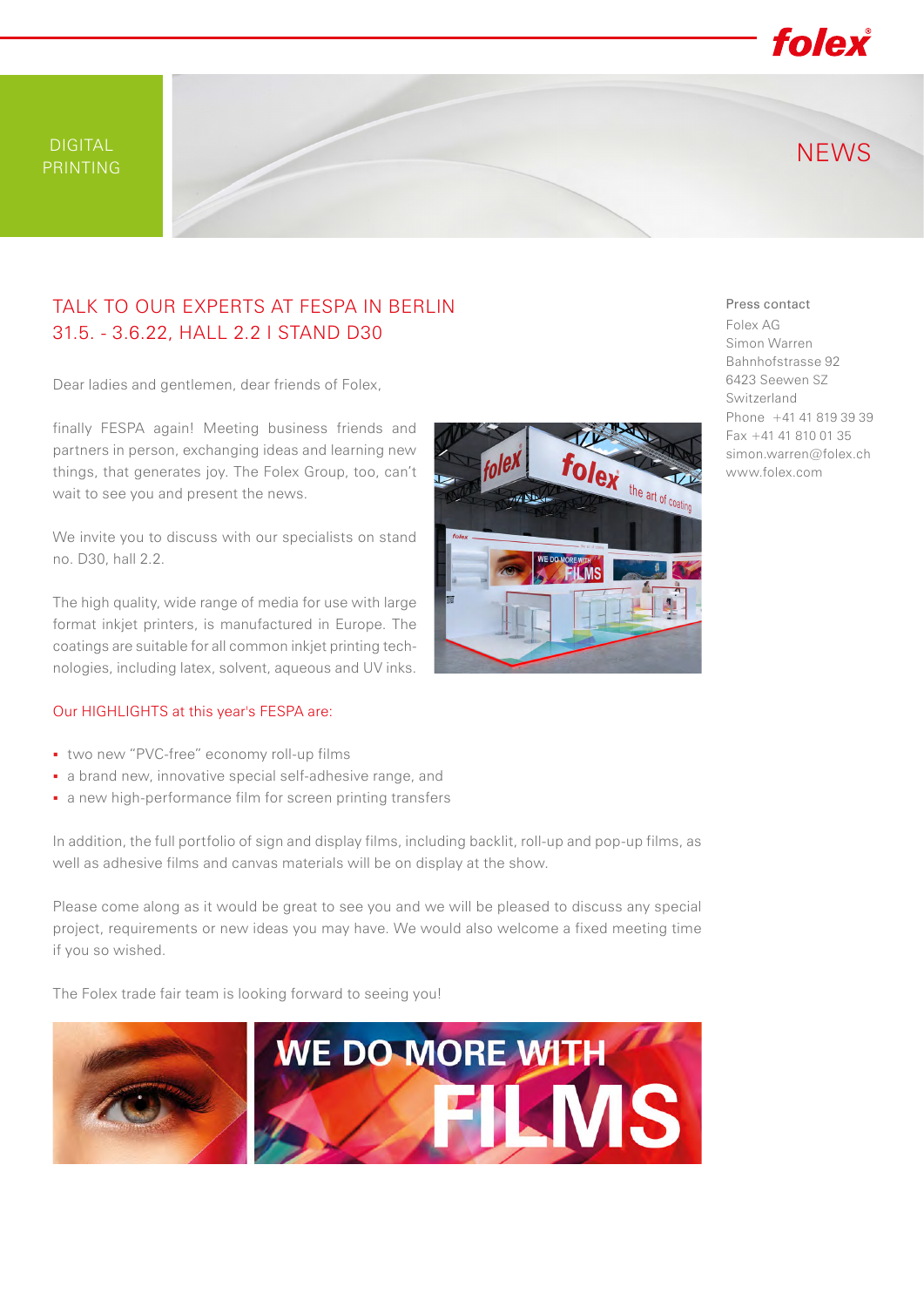DIGITAL PRINTING

NEWS

## TALK TO OUR EXPERTS AT FESPA IN BERLIN 31.5. - 3.6.22, HALL 2.2 I STAND D30

Dear ladies and gentlemen, dear friends of Folex,

finally FESPA again! Meeting business friends and partners in person, exchanging ideas and learning new things, that generates joy. The Folex Group, too, can't wait to see you and present the news.

We invite you to discuss with our specialists on stand no. D30, hall 2.2.

The high quality, wide range of media for use with large format inkjet printers, is manufactured in Europe. The coatings are suitable for all common inkjet printing technologies, including latex, solvent, aqueous and UV inks.

Our HIGHLIGHTS at this year's FESPA are:

- two new "PVC-free" economy roll-up films
- a brand new, innovative special self-adhesive range, and
- a new high-performance film for screen printing transfers

In addition, the full portfolio of sign and display films, including backlit, roll-up and pop-up films, as well as adhesive films and canvas materials will be on display at the show.

Please come along as it would be great to see you and we will be pleased to discuss any special project, requirements or new ideas you may have. We would also welcome a fixed meeting time if you so wished.

The Folex trade fair team is looking forward to seeing you!

Press contact
Folex AG
Simon Warren
Bahnhofstrasse 92
6423 Seewen SZ
Switzerland
Phone +41 41 819 39 39
Fax +41 41 810 01 35
simon.warren@folex.ch
www.folex.com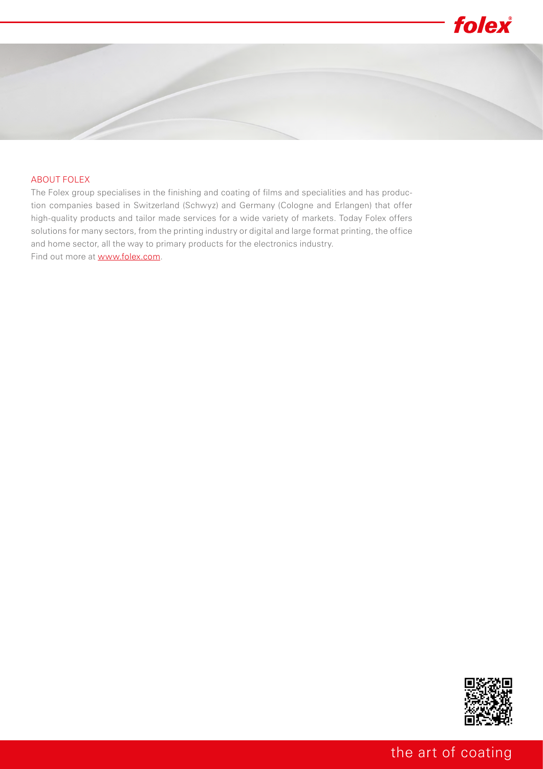## ABOUT FOLEX

The Folex group specialises in the finishing and coating of films and specialities and has production companies based in Switzerland (Schwyz) and Germany (Cologne and Erlangen) that offer high-quality products and tailor made services for a wide variety of markets. Today Folex offers solutions for many sectors, from the printing industry or digital and large format printing, the office and home sector, all the way to primary products for the electronics industry.
Find out more at www.folex.com.

the art of coating